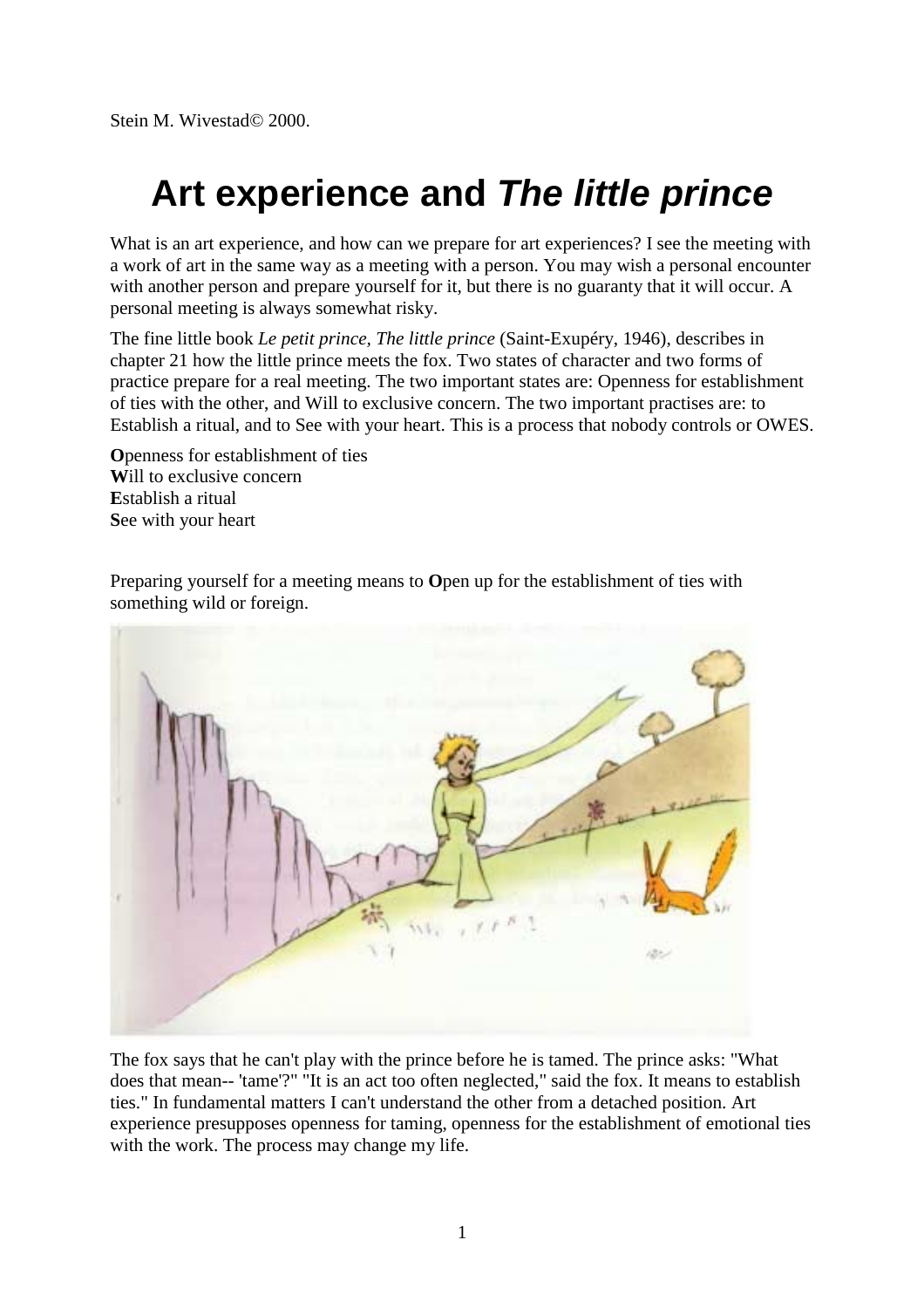Stein M. Wivestad© 2000.

# Art experience and *The little prince*

What is an art experience, and how can we prepare for art experiences? I see the meeting with a work of art in the same way as a meeting with a person. You may wish a personal encounter with another person and prepare yourself for it, but there is no guaranty that it will occur. A personal meeting is always somewhat risky.

The fine little book *Le petit prince, The little prince* (Saint-Exupéry, 1946), describes in chapter 21 how the little prince meets the fox. Two states of character and two forms of practice prepare for a real meeting. The two important states are: Openness for establishment of ties with the other, and Will to exclusive concern. The two important practises are: to Establish a ritual, and to See with your heart. This is a process that nobody controls or OWES.

**O**penness for establishment of ties
**W**ill to exclusive concern
**E**stablish a ritual
**S**ee with your heart

Preparing yourself for a meeting means to **O**pen up for the establishment of ties with something wild or foreign.

The fox says that he can't play with the prince before he is tamed. The prince asks: "What does that mean-- 'tame'?" "It is an act too often neglected," said the fox. It means to establish ties." In fundamental matters I can't understand the other from a detached position. Art experience presupposes openness for taming, openness for the establishment of emotional ties with the work. The process may change my life.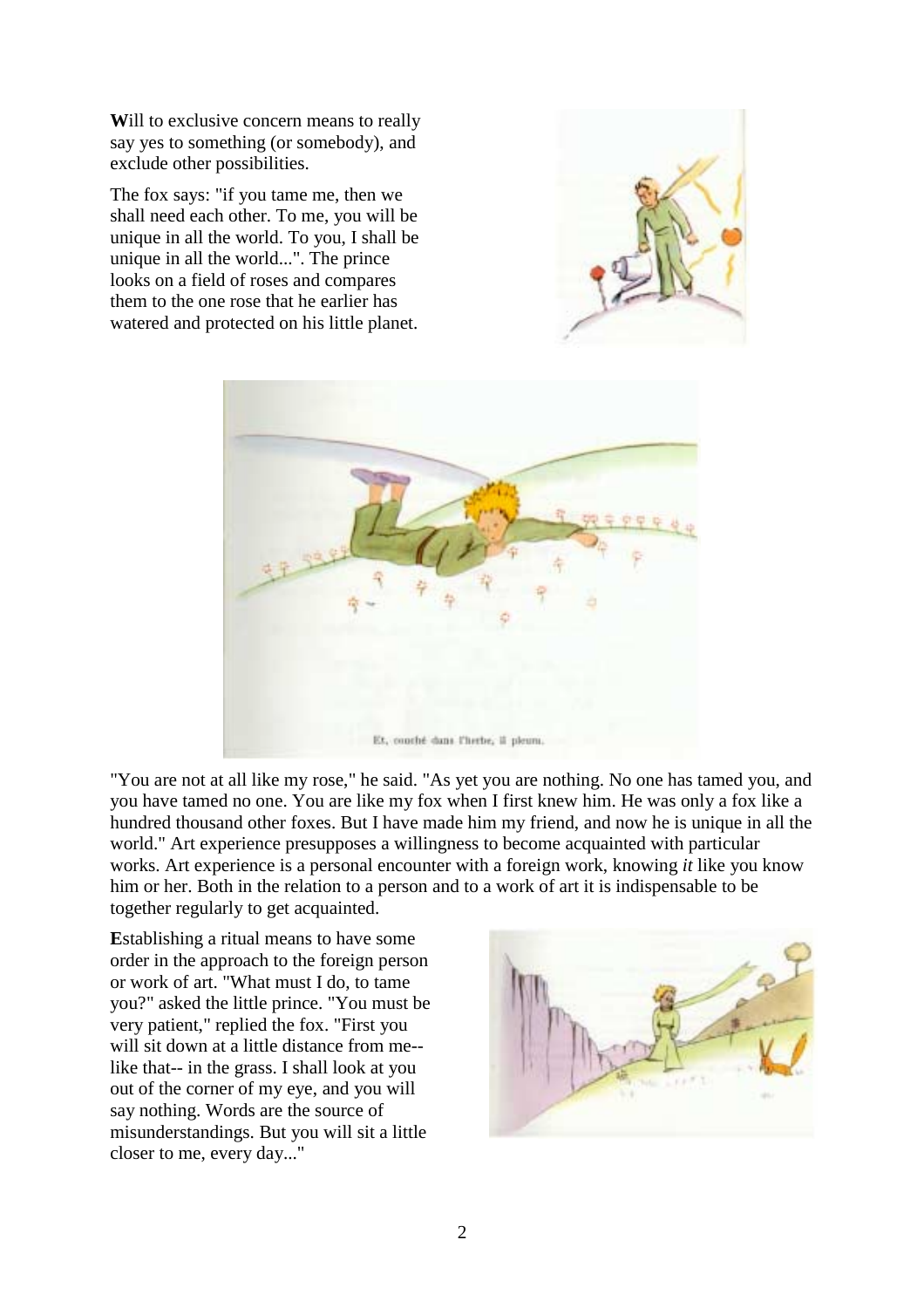**W**ill to exclusive concern means to really say yes to something (or somebody), and exclude other possibilities.

The fox says: "if you tame me, then we shall need each other. To me, you will be unique in all the world. To you, I shall be unique in all the world...". The prince looks on a field of roses and compares them to the one rose that he earlier has watered and protected on his little planet.

Et, couché dans l'herbe, il pleura.

"You are not at all like my rose," he said. "As yet you are nothing. No one has tamed you, and you have tamed no one. You are like my fox when I first knew him. He was only a fox like a hundred thousand other foxes. But I have made him my friend, and now he is unique in all the world." Art experience presupposes a willingness to become acquainted with particular works. Art experience is a personal encounter with a foreign work, knowing *it* like you know him or her. Both in the relation to a person and to a work of art it is indispensable to be together regularly to get acquainted.

**E**stablishing a ritual means to have some order in the approach to the foreign person or work of art. "What must I do, to tame you?" asked the little prince. "You must be very patient," replied the fox. "First you will sit down at a little distance from me-- like that-- in the grass. I shall look at you out of the corner of my eye, and you will say nothing. Words are the source of misunderstandings. But you will sit a little closer to me, every day..."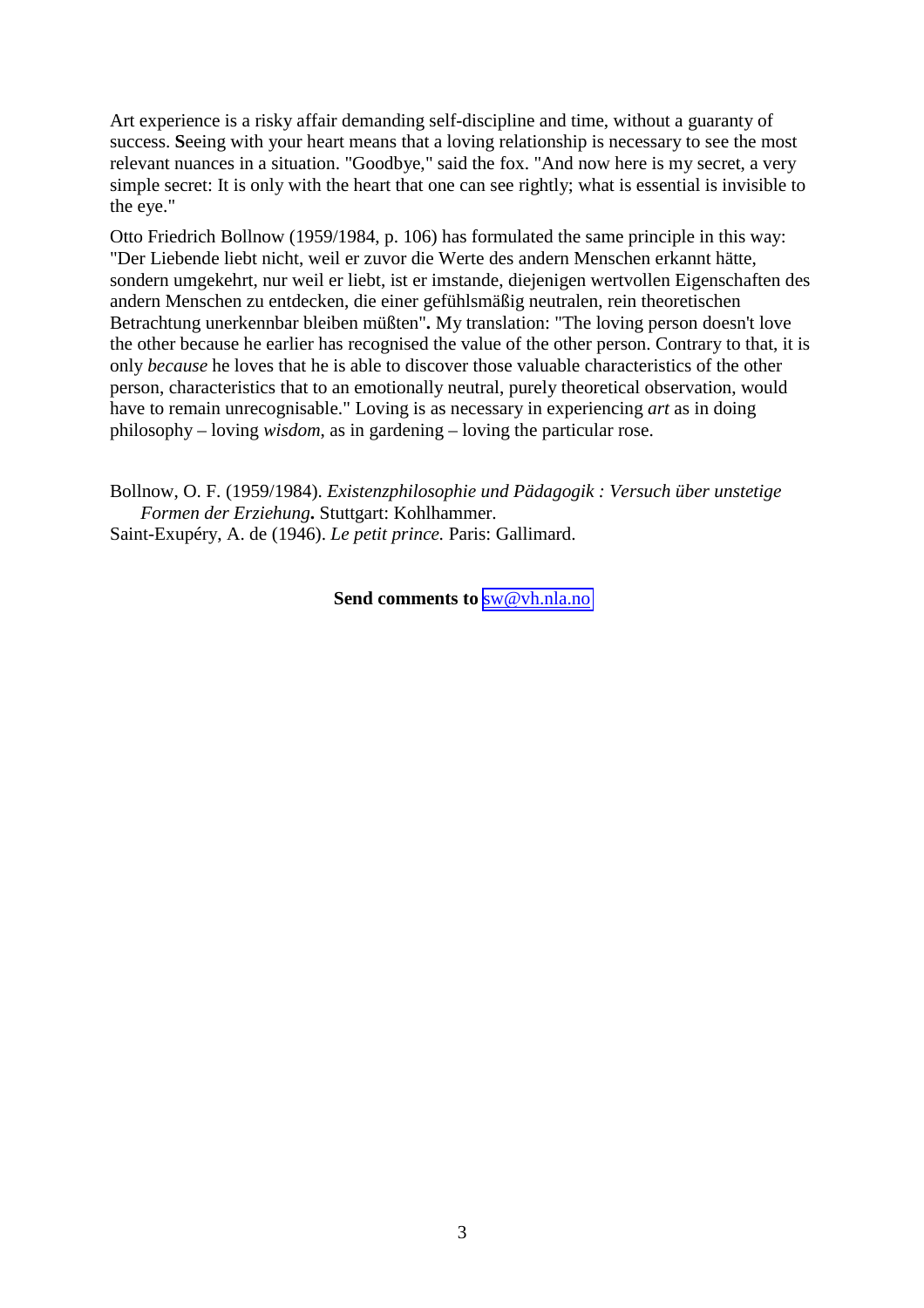Art experience is a risky affair demanding self-discipline and time, without a guaranty of success. **S**eeing with your heart means that a loving relationship is necessary to see the most relevant nuances in a situation. "Goodbye," said the fox. "And now here is my secret, a very simple secret: It is only with the heart that one can see rightly; what is essential is invisible to the eye."

Otto Friedrich Bollnow (1959/1984, p. 106) has formulated the same principle in this way: "Der Liebende liebt nicht, weil er zuvor die Werte des andern Menschen erkannt hätte, sondern umgekehrt, nur weil er liebt, ist er imstande, diejenigen wertvollen Eigenschaften des andern Menschen zu entdecken, die einer gefühlsmäßig neutralen, rein theoretischen Betrachtung unerkennbar bleiben müßten"**.** My translation: "The loving person doesn't love the other because he earlier has recognised the value of the other person. Contrary to that, it is only *because* he loves that he is able to discover those valuable characteristics of the other person, characteristics that to an emotionally neutral, purely theoretical observation, would have to remain unrecognisable." Loving is as necessary in experiencing *art* as in doing philosophy – loving *wisdom*, as in gardening – loving the particular rose.

Bollnow, O. F. (1959/1984). *Existenzphilosophie und Pädagogik : Versuch über unstetige Formen der Erziehung***.** Stuttgart: Kohlhammer.

Saint-Exupéry, A. de (1946). *Le petit prince.* Paris: Gallimard.

**Send comments to** sw@vh.nla.no